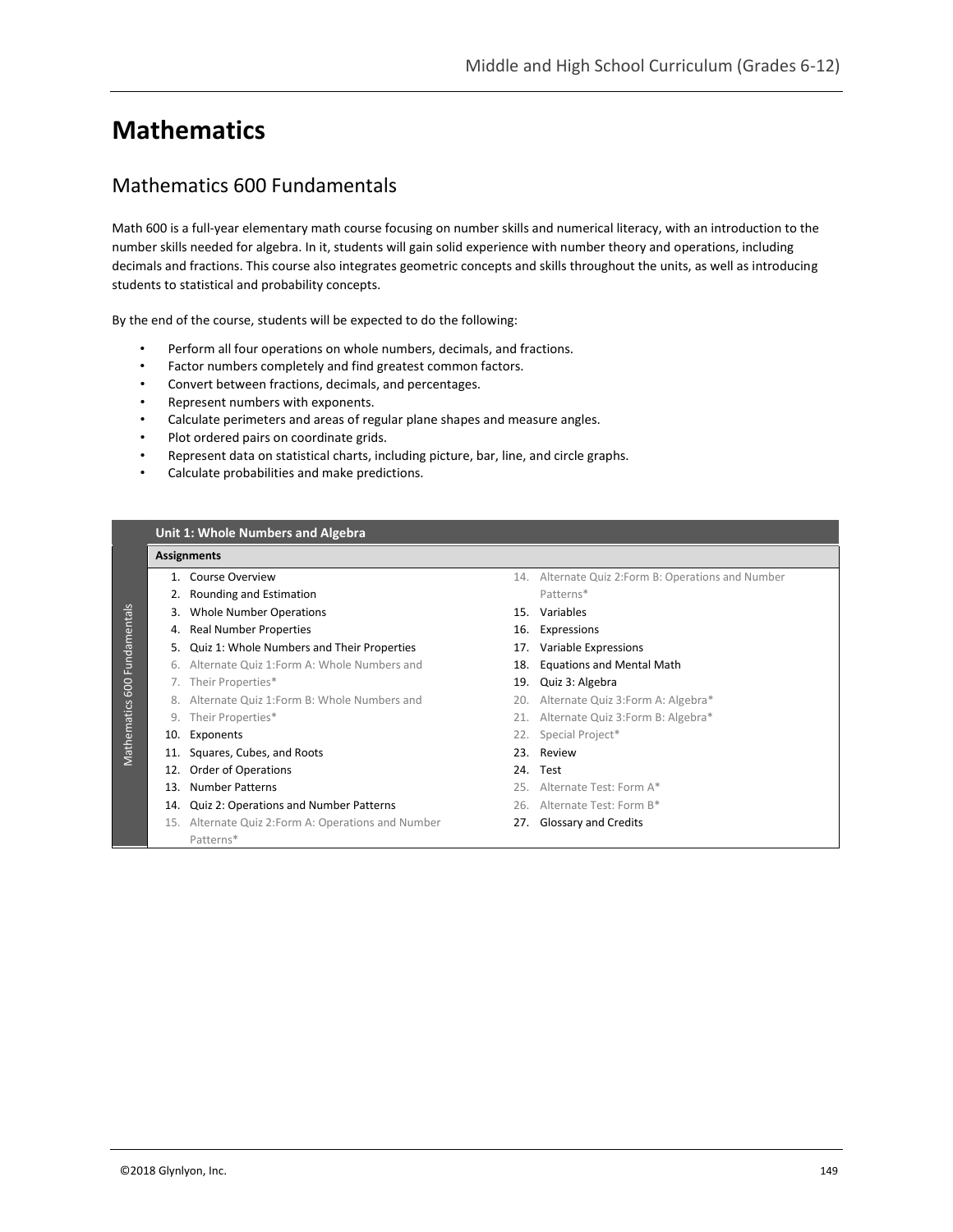# Mathematics

## Mathematics 600 Fundamentals

Math 600 is a full-year elementary math course focusing on number skills and numerical literacy, with an introduction to the number skills needed for algebra. In it, students will gain solid experience with number theory and operations, including decimals and fractions. This course also integrates geometric concepts and skills throughout the units, as well as introducing students to statistical and probability concepts.

By the end of the course, students will be expected to do the following:

- Perform all four operations on whole numbers, decimals, and fractions.
- Factor numbers completely and find greatest common factors.
- Convert between fractions, decimals, and percentages.
- Represent numbers with exponents.
- Calculate perimeters and areas of regular plane shapes and measure angles.
- Plot ordered pairs on coordinate grids.
- Represent data on statistical charts, including picture, bar, line, and circle graphs.
- Calculate probabilities and make predictions.

### Mathematics 600 Fundamentals

**Unit 1: Whole Numbers and Algebra**

**Assignments**

1. Course Overview
2. Rounding and Estimation
3. Whole Number Operations
4. Real Number Properties
5. Quiz 1: Whole Numbers and Their Properties
6. Alternate Quiz 1:Form A: Whole Numbers and
7. Their Properties*
8. Alternate Quiz 1:Form B: Whole Numbers and
9. Their Properties*
10. Exponents
11. Squares, Cubes, and Roots
12. Order of Operations
13. Number Patterns
14. Quiz 2: Operations and Number Patterns
15. Alternate Quiz 2:Form A: Operations and Number Patterns*
14. Alternate Quiz 2:Form B: Operations and Number Patterns*
15. Variables
16. Expressions
17. Variable Expressions
18. Equations and Mental Math
19. Quiz 3: Algebra
20. Alternate Quiz 3:Form A: Algebra*
21. Alternate Quiz 3:Form B: Algebra*
22. Special Project*
23. Review
24. Test
25. Alternate Test: Form A*
26. Alternate Test: Form B*
27. Glossary and Credits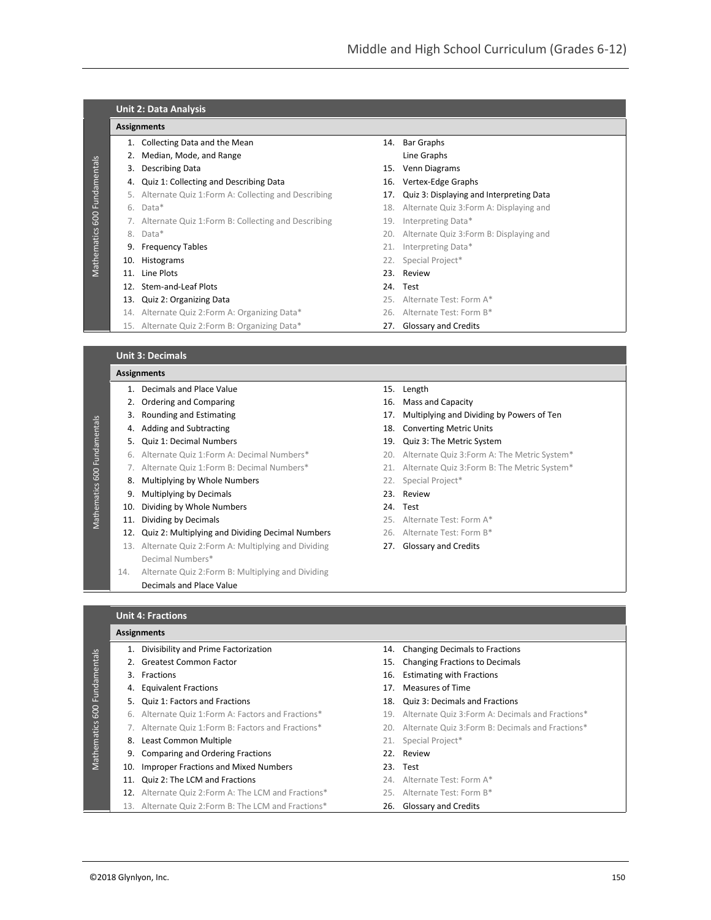## Unit 2: Data Analysis

**Assignments**

1. Collecting Data and the Mean
2. Median, Mode, and Range
3. Describing Data
4. Quiz 1: Collecting and Describing Data
5. Alternate Quiz 1:Form A: Collecting and Describing
6. Data*
7. Alternate Quiz 1:Form B: Collecting and Describing
8. Data*
9. Frequency Tables
10. Histograms
11. Line Plots
12. Stem-and-Leaf Plots
13. Quiz 2: Organizing Data
14. Alternate Quiz 2:Form A: Organizing Data*
15. Alternate Quiz 2:Form B: Organizing Data*
14. Bar Graphs
    Line Graphs
15. Venn Diagrams
16. Vertex-Edge Graphs
17. Quiz 3: Displaying and Interpreting Data
18. Alternate Quiz 3:Form A: Displaying and
19. Interpreting Data*
20. Alternate Quiz 3:Form B: Displaying and
21. Interpreting Data*
22. Special Project*
23. Review
24. Test
25. Alternate Test: Form A*
26. Alternate Test: Form B*
27. Glossary and Credits

## Unit 3: Decimals

**Assignments**

1. Decimals and Place Value
2. Ordering and Comparing
3. Rounding and Estimating
4. Adding and Subtracting
5. Quiz 1: Decimal Numbers
6. Alternate Quiz 1:Form A: Decimal Numbers*
7. Alternate Quiz 1:Form B: Decimal Numbers*
8. Multiplying by Whole Numbers
9. Multiplying by Decimals
10. Dividing by Whole Numbers
11. Dividing by Decimals
12. Quiz 2: Multiplying and Dividing Decimal Numbers
13. Alternate Quiz 2:Form A: Multiplying and Dividing Decimal Numbers*
14. Alternate Quiz 2:Form B: Multiplying and Dividing Decimals and Place Value
15. Length
16. Mass and Capacity
17. Multiplying and Dividing by Powers of Ten
18. Converting Metric Units
19. Quiz 3: The Metric System
20. Alternate Quiz 3:Form A: The Metric System*
21. Alternate Quiz 3:Form B: The Metric System*
22. Special Project*
23. Review
24. Test
25. Alternate Test: Form A*
26. Alternate Test: Form B*
27. Glossary and Credits

## Unit 4: Fractions

**Assignments**

1. Divisibility and Prime Factorization
2. Greatest Common Factor
3. Fractions
4. Equivalent Fractions
5. Quiz 1: Factors and Fractions
6. Alternate Quiz 1:Form A: Factors and Fractions*
7. Alternate Quiz 1:Form B: Factors and Fractions*
8. Least Common Multiple
9. Comparing and Ordering Fractions
10. Improper Fractions and Mixed Numbers
11. Quiz 2: The LCM and Fractions
12. Alternate Quiz 2:Form A: The LCM and Fractions*
13. Alternate Quiz 2:Form B: The LCM and Fractions*
14. Changing Decimals to Fractions
15. Changing Fractions to Decimals
16. Estimating with Fractions
17. Measures of Time
18. Quiz 3: Decimals and Fractions
19. Alternate Quiz 3:Form A: Decimals and Fractions*
20. Alternate Quiz 3:Form B: Decimals and Fractions*
21. Special Project*
22. Review
23. Test
24. Alternate Test: Form A*
25. Alternate Test: Form B*
26. Glossary and Credits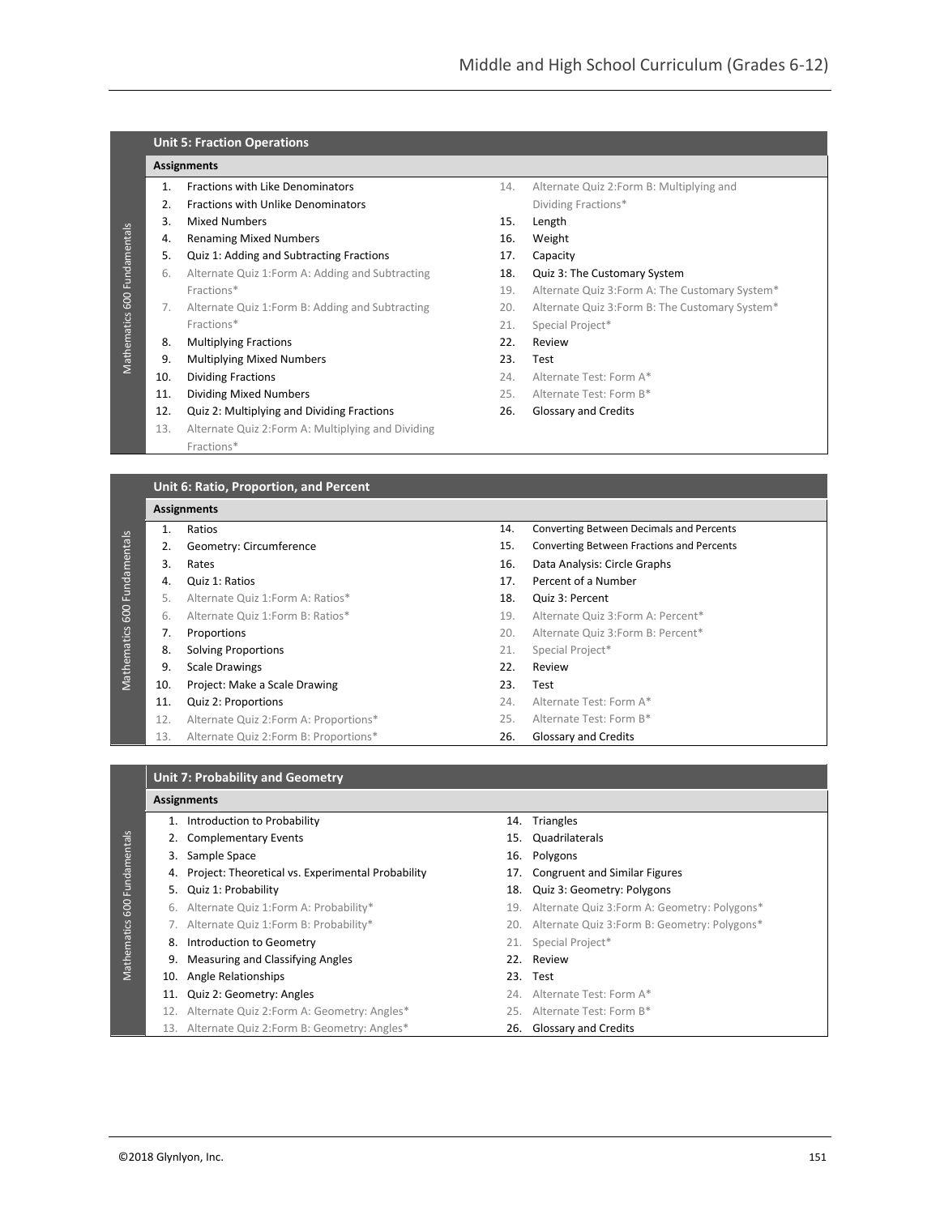## Unit 5: Fraction Operations

**Assignments**

1. Fractions with Like Denominators
2. Fractions with Unlike Denominators
3. Mixed Numbers
4. Renaming Mixed Numbers
5. Quiz 1: Adding and Subtracting Fractions
6. Alternate Quiz 1:Form A: Adding and Subtracting Fractions*
7. Alternate Quiz 1:Form B: Adding and Subtracting Fractions*
8. Multiplying Fractions
9. Multiplying Mixed Numbers
10. Dividing Fractions
11. Dividing Mixed Numbers
12. Quiz 2: Multiplying and Dividing Fractions
13. Alternate Quiz 2:Form A: Multiplying and Dividing Fractions*
14. Alternate Quiz 2:Form B: Multiplying and Dividing Fractions*
15. Length
16. Weight
17. Capacity
18. Quiz 3: The Customary System
19. Alternate Quiz 3:Form A: The Customary System*
20. Alternate Quiz 3:Form B: The Customary System*
21. Special Project*
22. Review
23. Test
24. Alternate Test: Form A*
25. Alternate Test: Form B*
26. Glossary and Credits

## Unit 6: Ratio, Proportion, and Percent

**Assignments**

1. Ratios
2. Geometry: Circumference
3. Rates
4. Quiz 1: Ratios
5. Alternate Quiz 1:Form A: Ratios*
6. Alternate Quiz 1:Form B: Ratios*
7. Proportions
8. Solving Proportions
9. Scale Drawings
10. Project: Make a Scale Drawing
11. Quiz 2: Proportions
12. Alternate Quiz 2:Form A: Proportions*
13. Alternate Quiz 2:Form B: Proportions*
14. Converting Between Decimals and Percents
15. Converting Between Fractions and Percents
16. Data Analysis: Circle Graphs
17. Percent of a Number
18. Quiz 3: Percent
19. Alternate Quiz 3:Form A: Percent*
20. Alternate Quiz 3:Form B: Percent*
21. Special Project*
22. Review
23. Test
24. Alternate Test: Form A*
25. Alternate Test: Form B*
26. Glossary and Credits

## Unit 7: Probability and Geometry

**Assignments**

1. Introduction to Probability
2. Complementary Events
3. Sample Space
4. Project: Theoretical vs. Experimental Probability
5. Quiz 1: Probability
6. Alternate Quiz 1:Form A: Probability*
7. Alternate Quiz 1:Form B: Probability*
8. Introduction to Geometry
9. Measuring and Classifying Angles
10. Angle Relationships
11. Quiz 2: Geometry: Angles
12. Alternate Quiz 2:Form A: Geometry: Angles*
13. Alternate Quiz 2:Form B: Geometry: Angles*
14. Triangles
15. Quadrilaterals
16. Polygons
17. Congruent and Similar Figures
18. Quiz 3: Geometry: Polygons
19. Alternate Quiz 3:Form A: Geometry: Polygons*
20. Alternate Quiz 3:Form B: Geometry: Polygons*
21. Special Project*
22. Review
23. Test
24. Alternate Test: Form A*
25. Alternate Test: Form B*
26. Glossary and Credits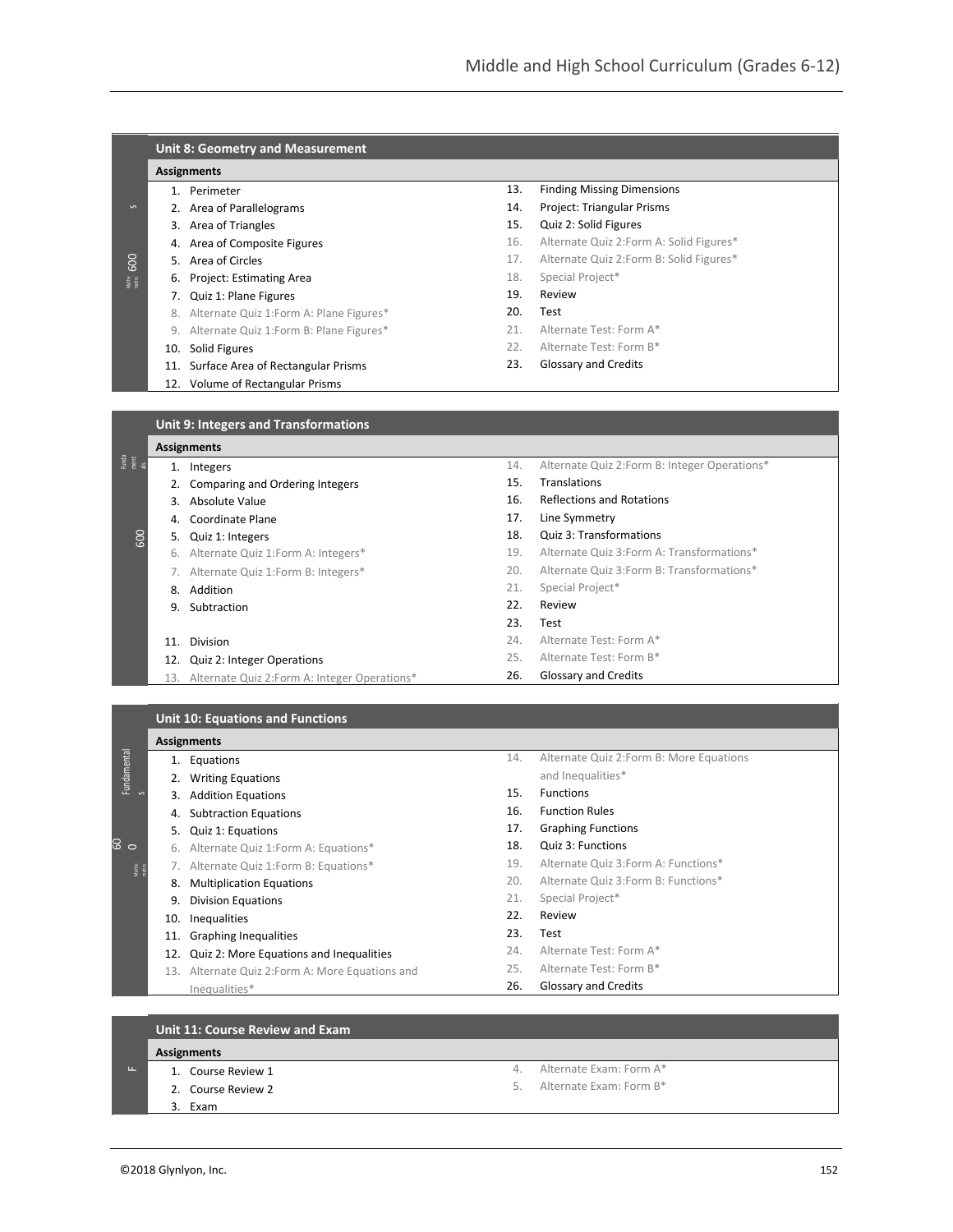## Unit 8: Geometry and Measurement

**Assignments**

1. Perimeter
2. Area of Parallelograms
3. Area of Triangles
4. Area of Composite Figures
5. Area of Circles
6. Project: Estimating Area
7. Quiz 1: Plane Figures
8. Alternate Quiz 1:Form A: Plane Figures*
9. Alternate Quiz 1:Form B: Plane Figures*
10. Solid Figures
11. Surface Area of Rectangular Prisms
12. Volume of Rectangular Prisms
13. Finding Missing Dimensions
14. Project: Triangular Prisms
15. Quiz 2: Solid Figures
16. Alternate Quiz 2:Form A: Solid Figures*
17. Alternate Quiz 2:Form B: Solid Figures*
18. Special Project*
19. Review
20. Test
21. Alternate Test: Form A*
22. Alternate Test: Form B*
23. Glossary and Credits

## Unit 9: Integers and Transformations

**Assignments**

1. Integers
2. Comparing and Ordering Integers
3. Absolute Value
4. Coordinate Plane
5. Quiz 1: Integers
6. Alternate Quiz 1:Form A: Integers*
7. Alternate Quiz 1:Form B: Integers*
8. Addition
9. Subtraction
11. Division
12. Quiz 2: Integer Operations
13. Alternate Quiz 2:Form A: Integer Operations*
14. Alternate Quiz 2:Form B: Integer Operations*
15. Translations
16. Reflections and Rotations
17. Line Symmetry
18. Quiz 3: Transformations
19. Alternate Quiz 3:Form A: Transformations*
20. Alternate Quiz 3:Form B: Transformations*
21. Special Project*
22. Review
23. Test
24. Alternate Test: Form A*
25. Alternate Test: Form B*
26. Glossary and Credits

## Unit 10: Equations and Functions

**Assignments**

1. Equations
2. Writing Equations
3. Addition Equations
4. Subtraction Equations
5. Quiz 1: Equations
6. Alternate Quiz 1:Form A: Equations*
7. Alternate Quiz 1:Form B: Equations*
8. Multiplication Equations
9. Division Equations
10. Inequalities
11. Graphing Inequalities
12. Quiz 2: More Equations and Inequalities
13. Alternate Quiz 2:Form A: More Equations and Inequalities*
14. Alternate Quiz 2:Form B: More Equations and Inequalities*
15. Functions
16. Function Rules
17. Graphing Functions
18. Quiz 3: Functions
19. Alternate Quiz 3:Form A: Functions*
20. Alternate Quiz 3:Form B: Functions*
21. Special Project*
22. Review
23. Test
24. Alternate Test: Form A*
25. Alternate Test: Form B*
26. Glossary and Credits

## Unit 11: Course Review and Exam

**Assignments**

1. Course Review 1
2. Course Review 2
3. Exam
4. Alternate Exam: Form A*
5. Alternate Exam: Form B*